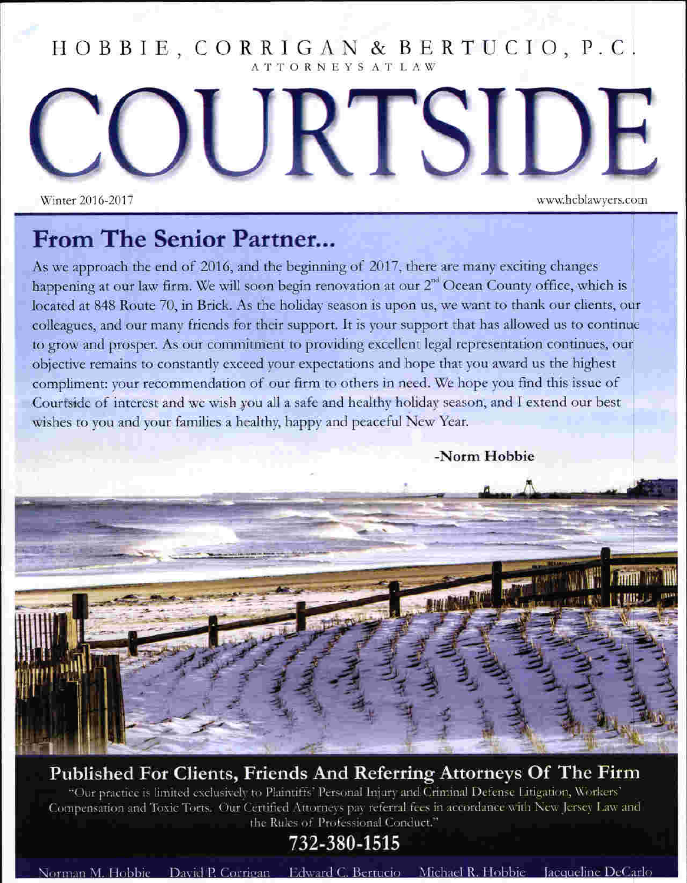# HOBBIE, CORRIGAN & BERTUCIO, P.C.

ATTORNEYS AT LAW

# COURTSIDE

Winter 2016-2017

www.hcblawyers.com

## From The Senior Partner...

As we approach the end of 2016, and the beginning of 2017, there are many exciting changes happening at our law firm. We will soon begin renovation at our 2nd Ocean County office, which is located at 848 Route 70, in Brick. As the holiday season is upon us, we want to thank our clients, our colleagues, and our many friends for their support. It is your support that has allowed us to continue to grow and prosper. As our commitment to providing excellent legal representation continues, our objective remains to constantly exceed your expectations and hope that you award us the highest compliment: your recommendation of our firm to others in need. We hope you find this issue of Courtside of interest and we wish you all a safe and healthy holiday season, and I extend our best wishes to you and your families a healthy, happy and peaceful New Year.

**-Norm Hobbie**

## Published For Clients, Friends And Referring Attorneys Of The Firm

"Our practice is limited exclusively to Plaintiffs' Personal Injury and Criminal Defense Litigation, Workers' Compensation and Toxic Torts. Our Certified Attorneys pay referral fees in accordance with New Jersey Law and the Rules of Professional Conduct."

**732-380-1515**

Norman M. Hobbie    David P. Corrigan    Edward C. Bertucio    Michael R. Hobbie    Jacqueline DeCarlo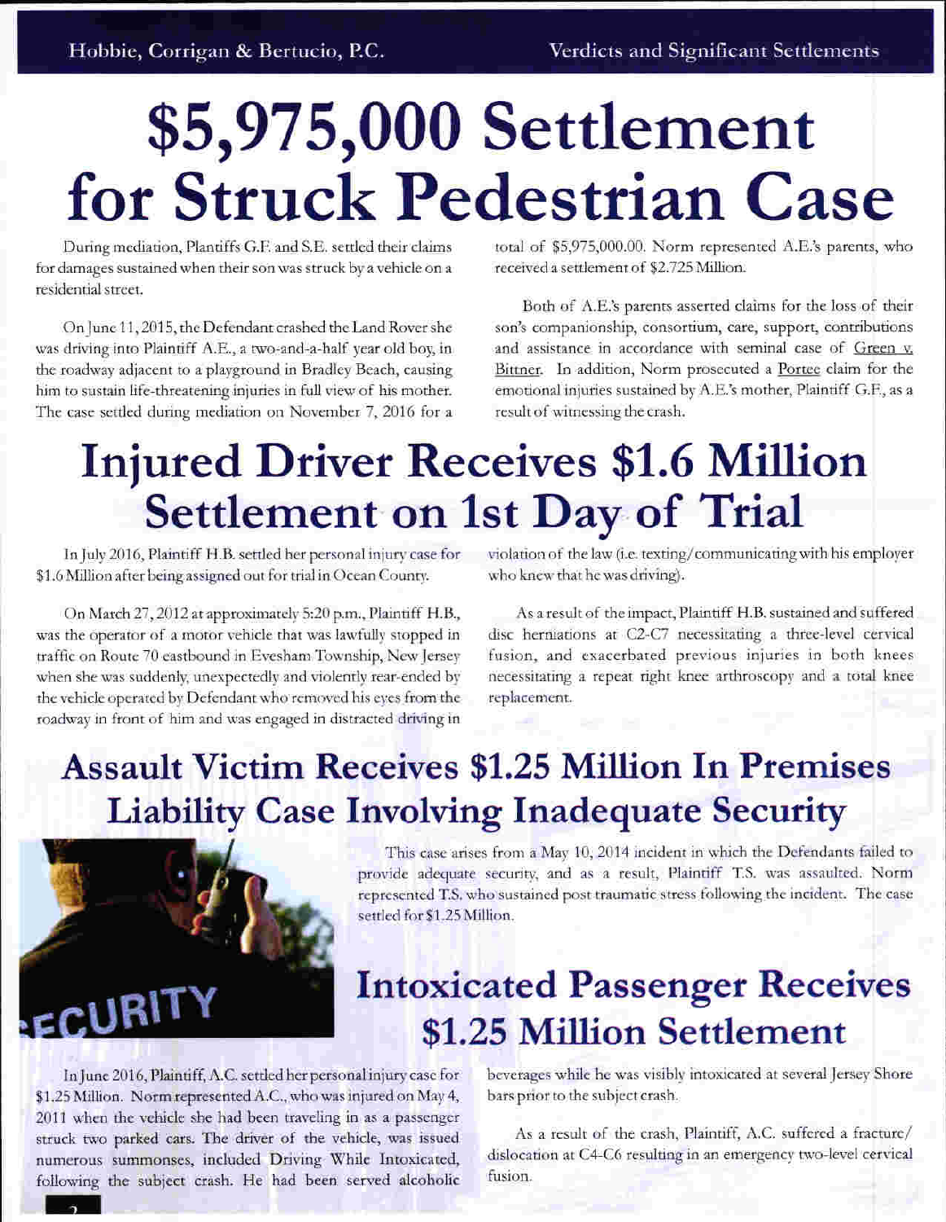# $5,975,000 Settlement for Struck Pedestrian Case

During mediation, Plantiffs G.F. and S.E. settled their claims for damages sustained when their son was struck by a vehicle on a residential street.

On June 11, 2015, the Defendant crashed the Land Rover she was driving into Plaintiff A.E., a two-and-a-half year old boy, in the roadway adjacent to a playground in Bradley Beach, causing him to sustain life-threatening injuries in full view of his mother. The case settled during mediation on November 7, 2016 for a total of $5,975,000.00. Norm represented A.E.'s parents, who received a settlement of $2.725 Million.

Both of A.E.'s parents asserted claims for the loss of their son's companionship, consortium, care, support, contributions and assistance in accordance with seminal case of Green v. Bittner. In addition, Norm prosecuted a Portee claim for the emotional injuries sustained by A.E.'s mother, Plaintiff G.F., as a result of witnessing the crash.

# Injured Driver Receives $1.6 Million Settlement on 1st Day of Trial

In July 2016, Plaintiff H.B. settled her personal injury case for $1.6 Million after being assigned out for trial in Ocean County.

On March 27, 2012 at approximately 5:20 p.m., Plaintiff H.B., was the operator of a motor vehicle that was lawfully stopped in traffic on Route 70 eastbound in Evesham Township, New Jersey when she was suddenly, unexpectedly and violently rear-ended by the vehicle operated by Defendant who removed his eyes from the roadway in front of him and was engaged in distracted driving in violation of the law (i.e. texting/communicating with his employer who knew that he was driving).

As a result of the impact, Plaintiff H.B. sustained and suffered disc herniations at C2-C7 necessitating a three-level cervical fusion, and exacerbated previous injuries in both knees necessitating a repeat right knee arthroscopy and a total knee replacement.

# Assault Victim Receives $1.25 Million In Premises Liability Case Involving Inadequate Security

This case arises from a May 10, 2014 incident in which the Defendants failed to provide adequate security, and as a result, Plaintiff T.S. was assaulted. Norm represented T.S. who sustained post traumatic stress following the incident. The case settled for $1.25 Million.

# Intoxicated Passenger Receives $1.25 Million Settlement

In June 2016, Plaintiff, A.C. settled her personal injury case for $1.25 Million. Norm represented A.C., who was injured on May 4, 2011 when the vehicle she had been traveling in as a passenger struck two parked cars. The driver of the vehicle, was issued numerous summonses, included Driving While Intoxicated, following the subject crash. He had been served alcoholic beverages while he was visibly intoxicated at several Jersey Shore bars prior to the subject crash.

As a result of the crash, Plaintiff, A.C. suffered a fracture/dislocation at C4-C6 resulting in an emergency two-level cervical fusion.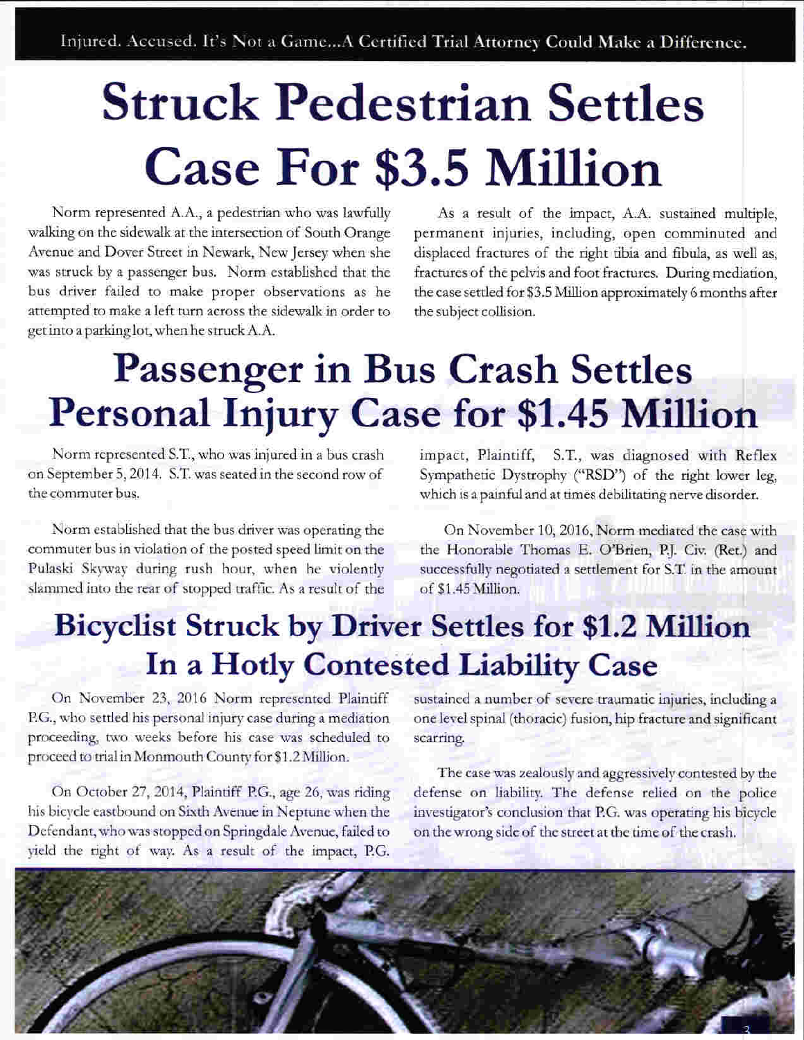# Struck Pedestrian Settles Case For $3.5 Million

Norm represented A.A., a pedestrian who was lawfully walking on the sidewalk at the intersection of South Orange Avenue and Dover Street in Newark, New Jersey when she was struck by a passenger bus. Norm established that the bus driver failed to make proper observations as he attempted to make a left turn across the sidewalk in order to get into a parking lot, when he struck A.A.

As a result of the impact, A.A. sustained multiple, permanent injuries, including, open comminuted and displaced fractures of the right tibia and fibula, as well as, fractures of the pelvis and foot fractures. During mediation, the case settled for $3.5 Million approximately 6 months after the subject collision.

# Passenger in Bus Crash Settles Personal Injury Case for $1.45 Million

Norm represented S.T., who was injured in a bus crash on September 5, 2014. S.T. was seated in the second row of the commuter bus.

Norm established that the bus driver was operating the commuter bus in violation of the posted speed limit on the Pulaski Skyway during rush hour, when he violently slammed into the rear of stopped traffic. As a result of the impact, Plaintiff, S.T., was diagnosed with Reflex Sympathetic Dystrophy ("RSD") of the right lower leg, which is a painful and at times debilitating nerve disorder.

On November 10, 2016, Norm mediated the case with the Honorable Thomas E. O'Brien, P.J. Civ. (Ret.) and successfully negotiated a settlement for S.T. in the amount of $1.45 Million.

## Bicyclist Struck by Driver Settles for $1.2 Million In a Hotly Contested Liability Case

On November 23, 2016 Norm represented Plaintiff P.G., who settled his personal injury case during a mediation proceeding, two weeks before his case was scheduled to proceed to trial in Monmouth County for $1.2 Million.

On October 27, 2014, Plaintiff P.G., age 26, was riding his bicycle eastbound on Sixth Avenue in Neptune when the Defendant, who was stopped on Springdale Avenue, failed to yield the right of way. As a result of the impact, P.G. sustained a number of severe traumatic injuries, including a one level spinal (thoracic) fusion, hip fracture and significant scarring.

The case was zealously and aggressively contested by the defense on liability. The defense relied on the police investigator's conclusion that P.G. was operating his bicycle on the wrong side of the street at the time of the crash.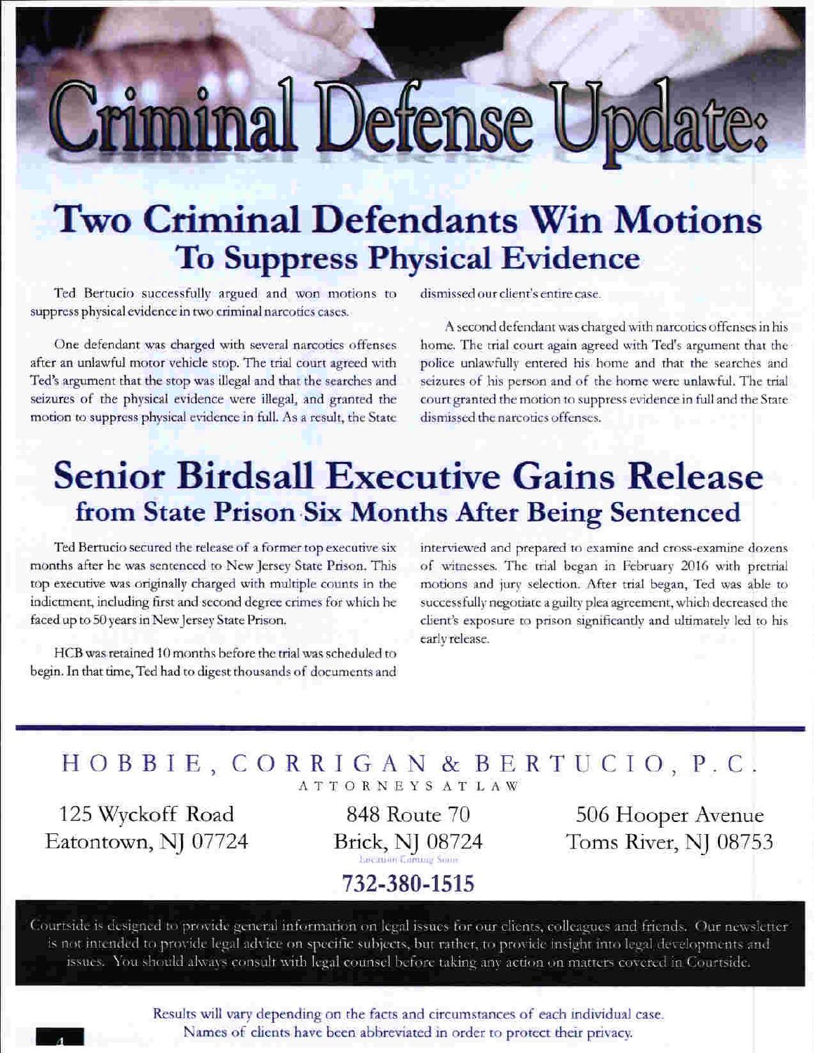# Criminal Defense Update:

## Two Criminal Defendants Win Motions To Suppress Physical Evidence

Ted Bertucio successfully argued and won motions to suppress physical evidence in two criminal narcotics cases.

One defendant was charged with several narcotics offenses after an unlawful motor vehicle stop. The trial court agreed with Ted's argument that the stop was illegal and that the searches and seizures of the physical evidence were illegal, and granted the motion to suppress physical evidence in full. As a result, the State dismissed our client's entire case.

A second defendant was charged with narcotics offenses in his home. The trial court again agreed with Ted's argument that the police unlawfully entered his home and that the searches and seizures of his person and of the home were unlawful. The trial court granted the motion to suppress evidence in full and the State dismissed the narcotics offenses.

## Senior Birdsall Executive Gains Release from State Prison Six Months After Being Sentenced

Ted Bertucio secured the release of a former top executive six months after he was sentenced to New Jersey State Prison. This top executive was originally charged with multiple counts in the indictment, including first and second degree crimes for which he faced up to 50 years in New Jersey State Prison.

HCB was retained 10 months before the trial was scheduled to begin. In that time, Ted had to digest thousands of documents and interviewed and prepared to examine and cross-examine dozens of witnesses. The trial began in February 2016 with pretrial motions and jury selection. After trial began, Ted was able to successfully negotiate a guilty plea agreement, which decreased the client's exposure to prison significantly and ultimately led to his early release.

---

**HOBBIE, CORRIGAN & BERTUCIO, P.C.**
ATTORNEYS AT LAW

125 Wyckoff Road
Eatontown, NJ 07724

848 Route 70
Brick, NJ 08724
Location Coming Soon

506 Hooper Avenue
Toms River, NJ 08753

**732-380-1515**

Courtside is designed to provide general information on legal issues for our clients, colleagues and friends. Our newsletter is not intended to provide legal advice on specific subjects, but rather, to provide insight into legal developments and issues. You should always consult with legal counsel before taking any action on matters covered in Courtside.

Results will vary depending on the facts and circumstances of each individual case.
Names of clients have been abbreviated in order to protect their privacy.